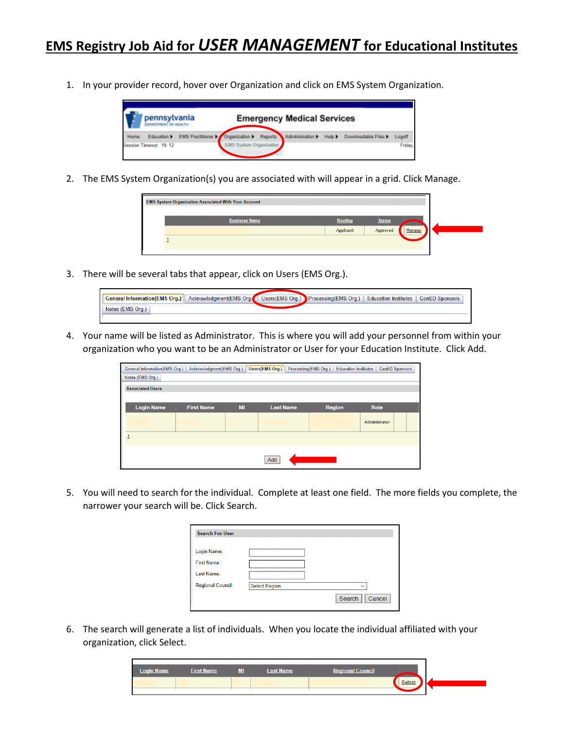# EMS Registry Job Aid for *USER MANAGEMENT* for Educational Institutes

1. In your provider record, hover over Organization and click on EMS System Organization.

2. The EMS System Organization(s) you are associated with will appear in a grid. Click Manage.

3. There will be several tabs that appear, click on Users (EMS Org.).

4. Your name will be listed as Administrator. This is where you will add your personnel from within your organization who you want to be an Administrator or User for your Education Institute. Click Add.

5. You will need to search for the individual. Complete at least one field. The more fields you complete, the narrower your search will be. Click Search.

6. The search will generate a list of individuals. When you locate the individual affiliated with your organization, click Select.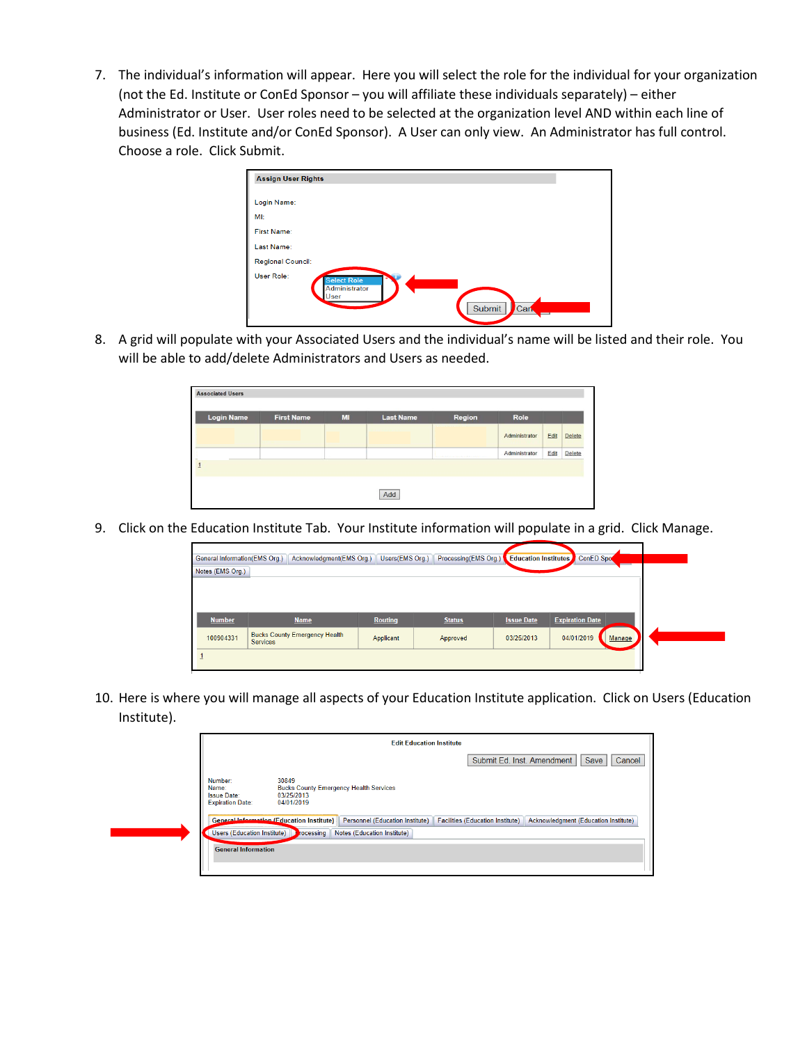7. The individual's information will appear. Here you will select the role for the individual for your organization (not the Ed. Institute or ConEd Sponsor – you will affiliate these individuals separately) – either Administrator or User. User roles need to be selected at the organization level AND within each line of business (Ed. Institute and/or ConEd Sponsor). A User can only view. An Administrator has full control. Choose a role. Click Submit.

**Assign User Rights**

Login Name:
MI:
First Name:
Last Name:
Regional Council:
User Role: Select Role / Administrator / User

Submit | Cancel

8. A grid will populate with your Associated Users and the individual's name will be listed and their role. You will be able to add/delete Administrators and Users as needed.

**Associated Users**

| Login Name | First Name | MI | Last Name | Region | Role | | |
|---|---|---|---|---|---|---|---|
| | | | | | Administrator | Edit | Delete |
| | | | | | Administrator | Edit | Delete |

1

Add

9. Click on the Education Institute Tab. Your Institute information will populate in a grid. Click Manage.

General Information(EMS Org.) | Acknowledgment(EMS Org.) | Users(EMS Org.) | Processing(EMS Org.) | Education Institutes | ConED Spo...
Notes (EMS Org.)

| Number | Name | Routing | Status | Issue Date | Expiration Date | |
|---|---|---|---|---|---|---|
| 100904331 | Bucks County Emergency Health Services | Applicant | Approved | 03/25/2013 | 04/01/2019 | Manage |

1

10. Here is where you will manage all aspects of your Education Institute application. Click on Users (Education Institute).

**Edit Education Institute**

Submit Ed. Inst. Amendment | Save | Cancel

Number: 30849
Name: Bucks County Emergency Health Services
Issue Date: 03/25/2013
Expiration Date: 04/01/2019

General Information (Education Institute) | Personnel (Education Institute) | Facilities (Education Institute) | Acknowledgment (Education Institute)
Users (Education Institute) | Processing | Notes (Education Institute)

General Information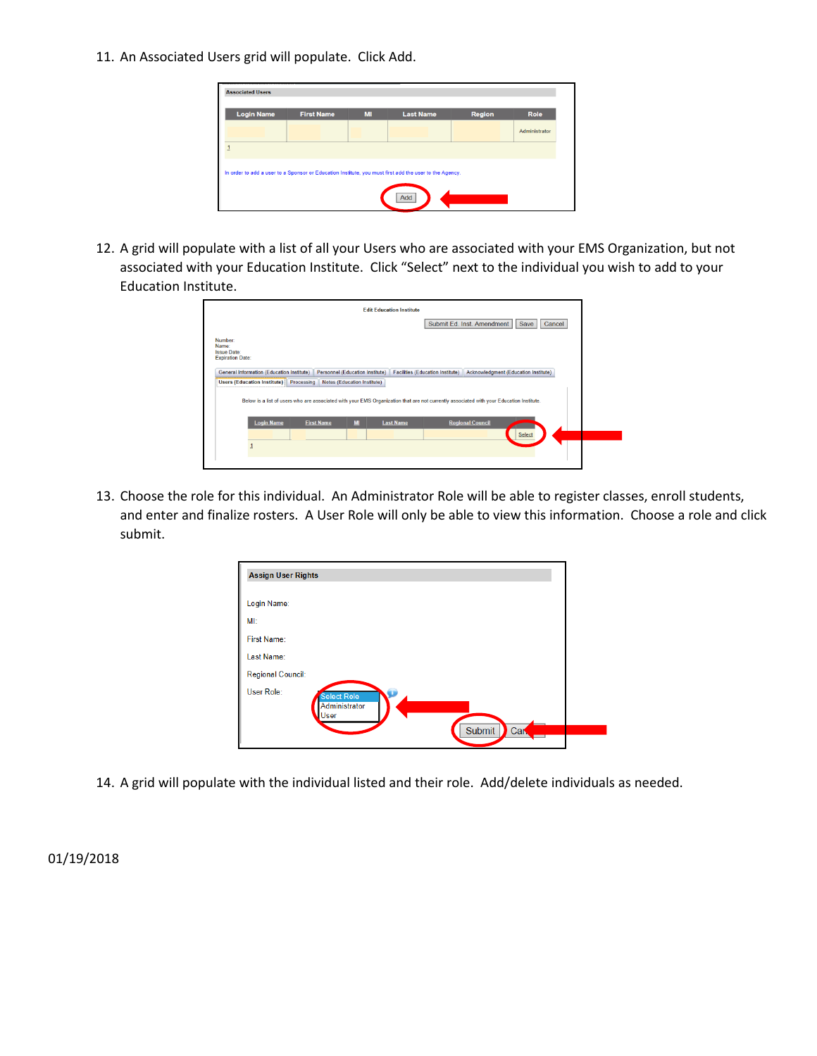11. An Associated Users grid will populate. Click Add.

12. A grid will populate with a list of all your Users who are associated with your EMS Organization, but not associated with your Education Institute. Click "Select" next to the individual you wish to add to your Education Institute.

13. Choose the role for this individual. An Administrator Role will be able to register classes, enroll students, and enter and finalize rosters. A User Role will only be able to view this information. Choose a role and click submit.

14. A grid will populate with the individual listed and their role. Add/delete individuals as needed.

01/19/2018